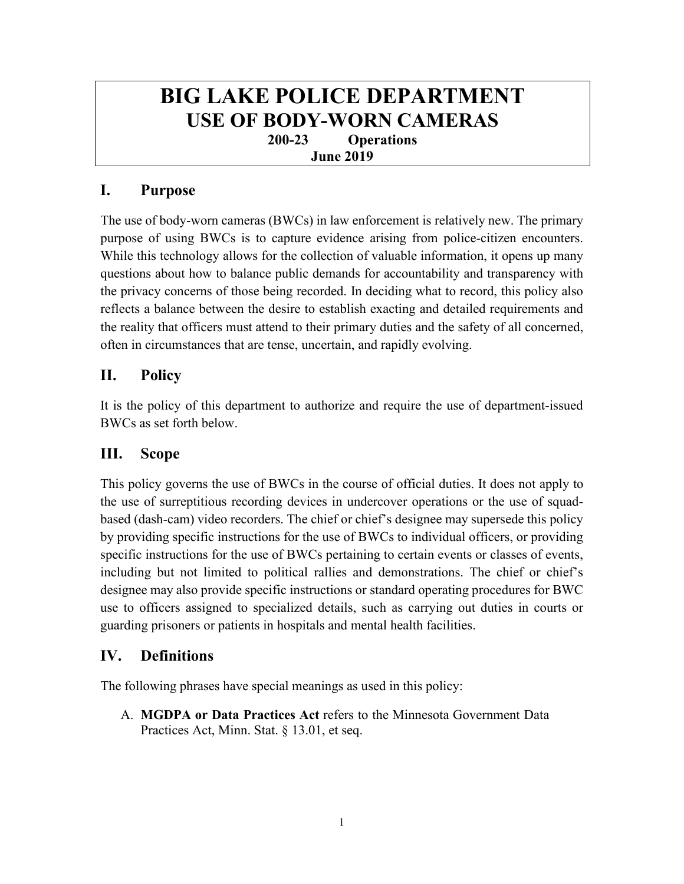# BIG LAKE POLICE DEPARTMENT
## USE OF BODY-WORN CAMERAS
**200-23 Operations**
**June 2019**

## I. Purpose

The use of body-worn cameras (BWCs) in law enforcement is relatively new. The primary purpose of using BWCs is to capture evidence arising from police-citizen encounters. While this technology allows for the collection of valuable information, it opens up many questions about how to balance public demands for accountability and transparency with the privacy concerns of those being recorded. In deciding what to record, this policy also reflects a balance between the desire to establish exacting and detailed requirements and the reality that officers must attend to their primary duties and the safety of all concerned, often in circumstances that are tense, uncertain, and rapidly evolving.

## II. Policy

It is the policy of this department to authorize and require the use of department-issued BWCs as set forth below.

## III. Scope

This policy governs the use of BWCs in the course of official duties. It does not apply to the use of surreptitious recording devices in undercover operations or the use of squad-based (dash-cam) video recorders. The chief or chief's designee may supersede this policy by providing specific instructions for the use of BWCs to individual officers, or providing specific instructions for the use of BWCs pertaining to certain events or classes of events, including but not limited to political rallies and demonstrations. The chief or chief's designee may also provide specific instructions or standard operating procedures for BWC use to officers assigned to specialized details, such as carrying out duties in courts or guarding prisoners or patients in hospitals and mental health facilities.

## IV. Definitions

The following phrases have special meanings as used in this policy:

A. **MGDPA or Data Practices Act** refers to the Minnesota Government Data Practices Act, Minn. Stat. § 13.01, et seq.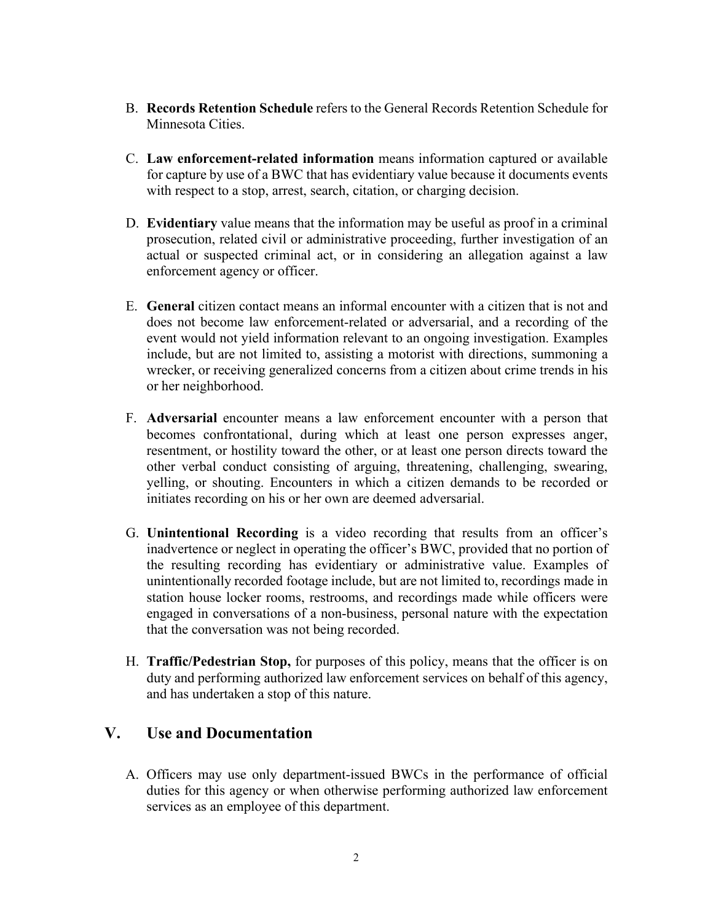B. **Records Retention Schedule** refers to the General Records Retention Schedule for Minnesota Cities.

C. **Law enforcement-related information** means information captured or available for capture by use of a BWC that has evidentiary value because it documents events with respect to a stop, arrest, search, citation, or charging decision.

D. **Evidentiary** value means that the information may be useful as proof in a criminal prosecution, related civil or administrative proceeding, further investigation of an actual or suspected criminal act, or in considering an allegation against a law enforcement agency or officer.

E. **General** citizen contact means an informal encounter with a citizen that is not and does not become law enforcement-related or adversarial, and a recording of the event would not yield information relevant to an ongoing investigation. Examples include, but are not limited to, assisting a motorist with directions, summoning a wrecker, or receiving generalized concerns from a citizen about crime trends in his or her neighborhood.

F. **Adversarial** encounter means a law enforcement encounter with a person that becomes confrontational, during which at least one person expresses anger, resentment, or hostility toward the other, or at least one person directs toward the other verbal conduct consisting of arguing, threatening, challenging, swearing, yelling, or shouting. Encounters in which a citizen demands to be recorded or initiates recording on his or her own are deemed adversarial.

G. **Unintentional Recording** is a video recording that results from an officer's inadvertence or neglect in operating the officer's BWC, provided that no portion of the resulting recording has evidentiary or administrative value. Examples of unintentionally recorded footage include, but are not limited to, recordings made in station house locker rooms, restrooms, and recordings made while officers were engaged in conversations of a non-business, personal nature with the expectation that the conversation was not being recorded.

H. **Traffic/Pedestrian Stop,** for purposes of this policy, means that the officer is on duty and performing authorized law enforcement services on behalf of this agency, and has undertaken a stop of this nature.

## V. Use and Documentation

A. Officers may use only department-issued BWCs in the performance of official duties for this agency or when otherwise performing authorized law enforcement services as an employee of this department.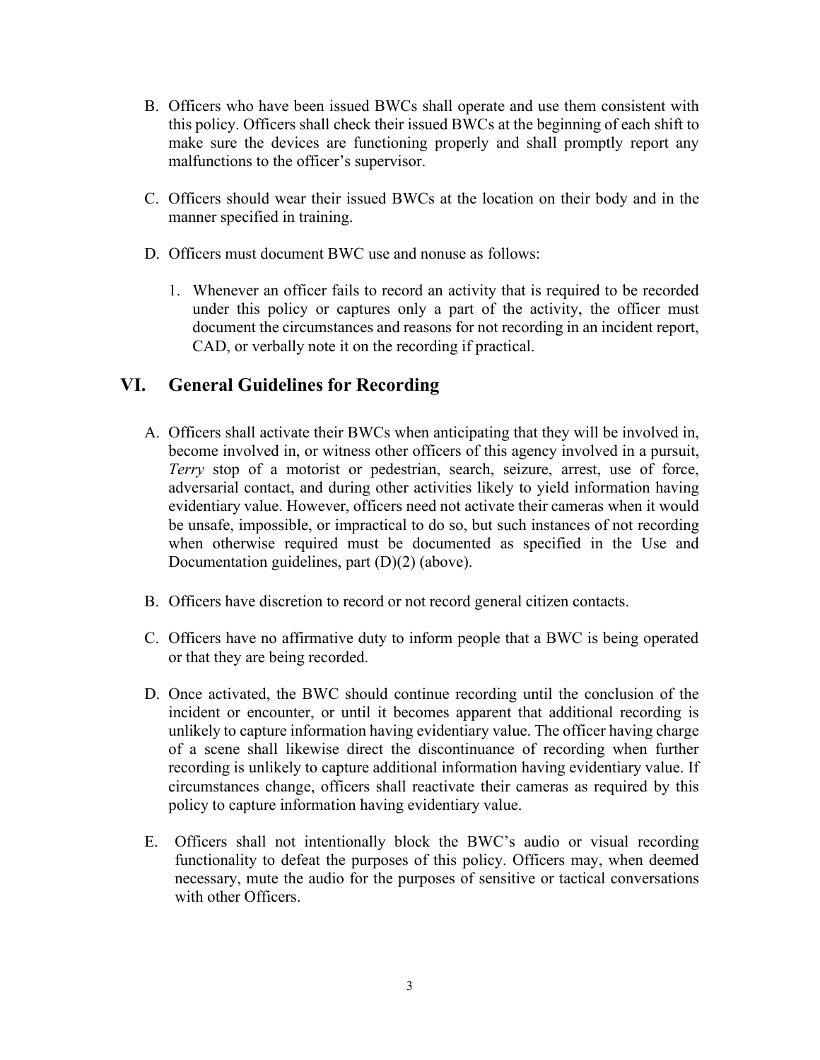B. Officers who have been issued BWCs shall operate and use them consistent with this policy. Officers shall check their issued BWCs at the beginning of each shift to make sure the devices are functioning properly and shall promptly report any malfunctions to the officer's supervisor.

C. Officers should wear their issued BWCs at the location on their body and in the manner specified in training.

D. Officers must document BWC use and nonuse as follows:

   1. Whenever an officer fails to record an activity that is required to be recorded under this policy or captures only a part of the activity, the officer must document the circumstances and reasons for not recording in an incident report, CAD, or verbally note it on the recording if practical.

## VI. General Guidelines for Recording

A. Officers shall activate their BWCs when anticipating that they will be involved in, become involved in, or witness other officers of this agency involved in a pursuit, *Terry* stop of a motorist or pedestrian, search, seizure, arrest, use of force, adversarial contact, and during other activities likely to yield information having evidentiary value. However, officers need not activate their cameras when it would be unsafe, impossible, or impractical to do so, but such instances of not recording when otherwise required must be documented as specified in the Use and Documentation guidelines, part (D)(2) (above).

B. Officers have discretion to record or not record general citizen contacts.

C. Officers have no affirmative duty to inform people that a BWC is being operated or that they are being recorded.

D. Once activated, the BWC should continue recording until the conclusion of the incident or encounter, or until it becomes apparent that additional recording is unlikely to capture information having evidentiary value. The officer having charge of a scene shall likewise direct the discontinuance of recording when further recording is unlikely to capture additional information having evidentiary value. If circumstances change, officers shall reactivate their cameras as required by this policy to capture information having evidentiary value.

E. Officers shall not intentionally block the BWC's audio or visual recording functionality to defeat the purposes of this policy. Officers may, when deemed necessary, mute the audio for the purposes of sensitive or tactical conversations with other Officers.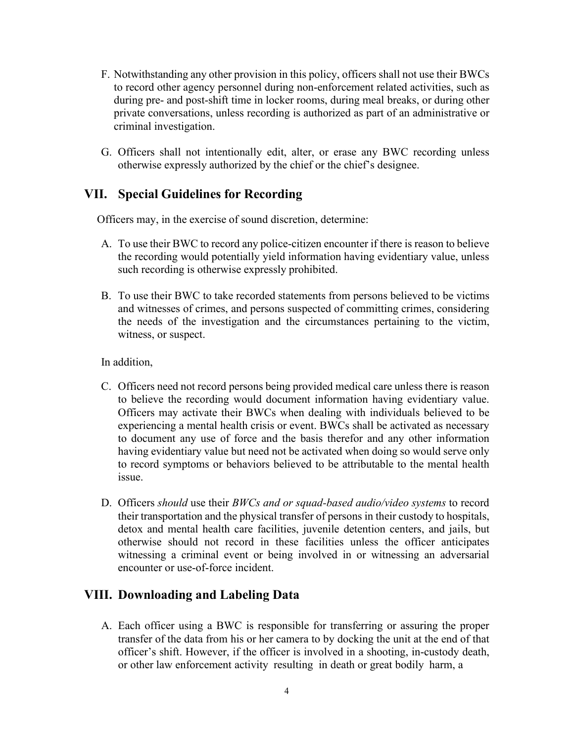F. Notwithstanding any other provision in this policy, officers shall not use their BWCs to record other agency personnel during non-enforcement related activities, such as during pre- and post-shift time in locker rooms, during meal breaks, or during other private conversations, unless recording is authorized as part of an administrative or criminal investigation.

G. Officers shall not intentionally edit, alter, or erase any BWC recording unless otherwise expressly authorized by the chief or the chief's designee.

## VII. Special Guidelines for Recording

Officers may, in the exercise of sound discretion, determine:

A. To use their BWC to record any police-citizen encounter if there is reason to believe the recording would potentially yield information having evidentiary value, unless such recording is otherwise expressly prohibited.

B. To use their BWC to take recorded statements from persons believed to be victims and witnesses of crimes, and persons suspected of committing crimes, considering the needs of the investigation and the circumstances pertaining to the victim, witness, or suspect.

In addition,

C. Officers need not record persons being provided medical care unless there is reason to believe the recording would document information having evidentiary value. Officers may activate their BWCs when dealing with individuals believed to be experiencing a mental health crisis or event. BWCs shall be activated as necessary to document any use of force and the basis therefor and any other information having evidentiary value but need not be activated when doing so would serve only to record symptoms or behaviors believed to be attributable to the mental health issue.

D. Officers *should* use their *BWCs and or squad-based audio/video systems* to record their transportation and the physical transfer of persons in their custody to hospitals, detox and mental health care facilities, juvenile detention centers, and jails, but otherwise should not record in these facilities unless the officer anticipates witnessing a criminal event or being involved in or witnessing an adversarial encounter or use-of-force incident.

## VIII. Downloading and Labeling Data

A. Each officer using a BWC is responsible for transferring or assuring the proper transfer of the data from his or her camera to by docking the unit at the end of that officer's shift. However, if the officer is involved in a shooting, in-custody death, or other law enforcement activity resulting in death or great bodily harm, a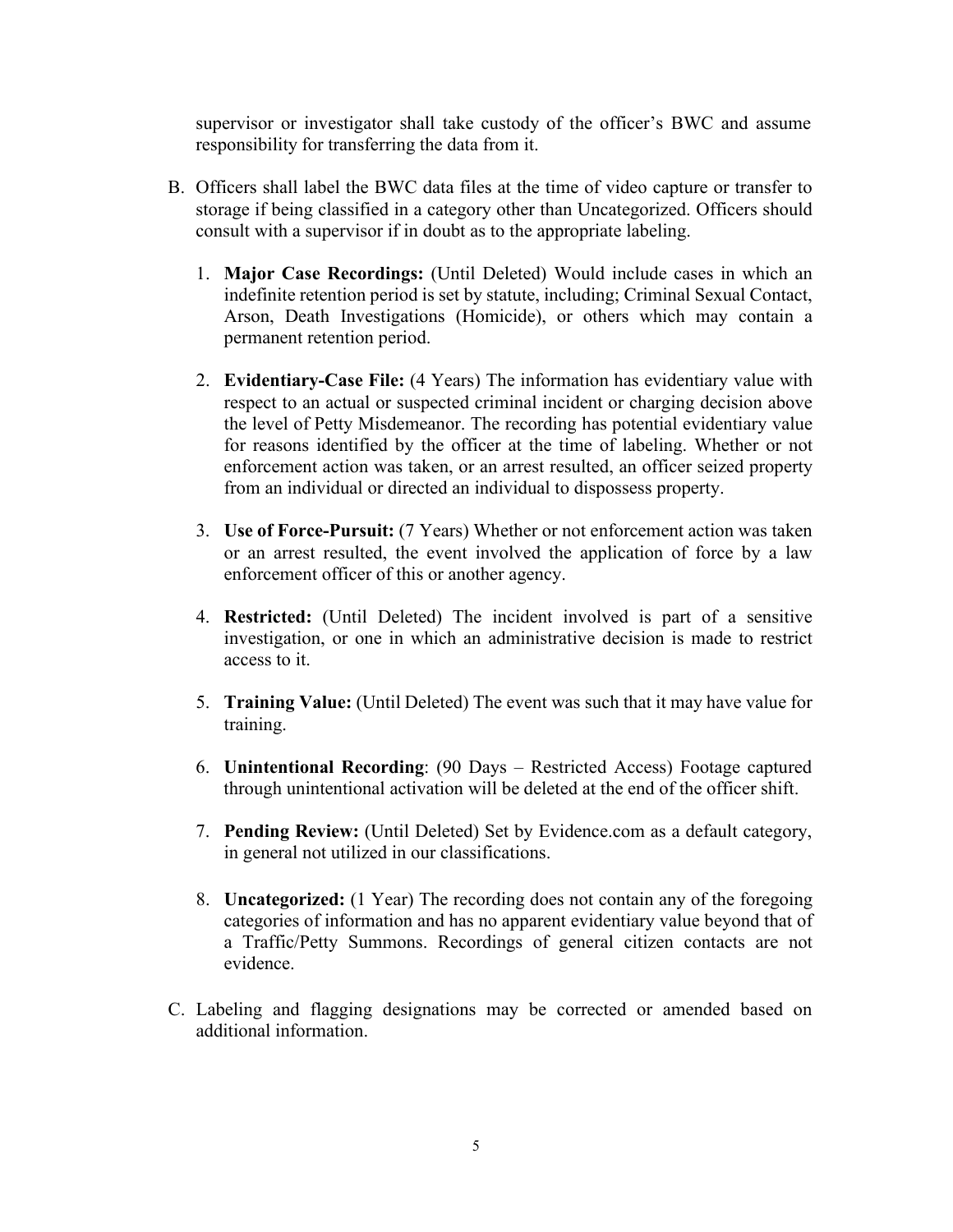supervisor or investigator shall take custody of the officer's BWC and assume responsibility for transferring the data from it.

B. Officers shall label the BWC data files at the time of video capture or transfer to storage if being classified in a category other than Uncategorized. Officers should consult with a supervisor if in doubt as to the appropriate labeling.

   1. **Major Case Recordings:** (Until Deleted) Would include cases in which an indefinite retention period is set by statute, including; Criminal Sexual Contact, Arson, Death Investigations (Homicide), or others which may contain a permanent retention period.

   2. **Evidentiary-Case File:** (4 Years) The information has evidentiary value with respect to an actual or suspected criminal incident or charging decision above the level of Petty Misdemeanor. The recording has potential evidentiary value for reasons identified by the officer at the time of labeling. Whether or not enforcement action was taken, or an arrest resulted, an officer seized property from an individual or directed an individual to dispossess property.

   3. **Use of Force-Pursuit:** (7 Years) Whether or not enforcement action was taken or an arrest resulted, the event involved the application of force by a law enforcement officer of this or another agency.

   4. **Restricted:** (Until Deleted) The incident involved is part of a sensitive investigation, or one in which an administrative decision is made to restrict access to it.

   5. **Training Value:** (Until Deleted) The event was such that it may have value for training.

   6. **Unintentional Recording**: (90 Days – Restricted Access) Footage captured through unintentional activation will be deleted at the end of the officer shift.

   7. **Pending Review:** (Until Deleted) Set by Evidence.com as a default category, in general not utilized in our classifications.

   8. **Uncategorized:** (1 Year) The recording does not contain any of the foregoing categories of information and has no apparent evidentiary value beyond that of a Traffic/Petty Summons. Recordings of general citizen contacts are not evidence.

C. Labeling and flagging designations may be corrected or amended based on additional information.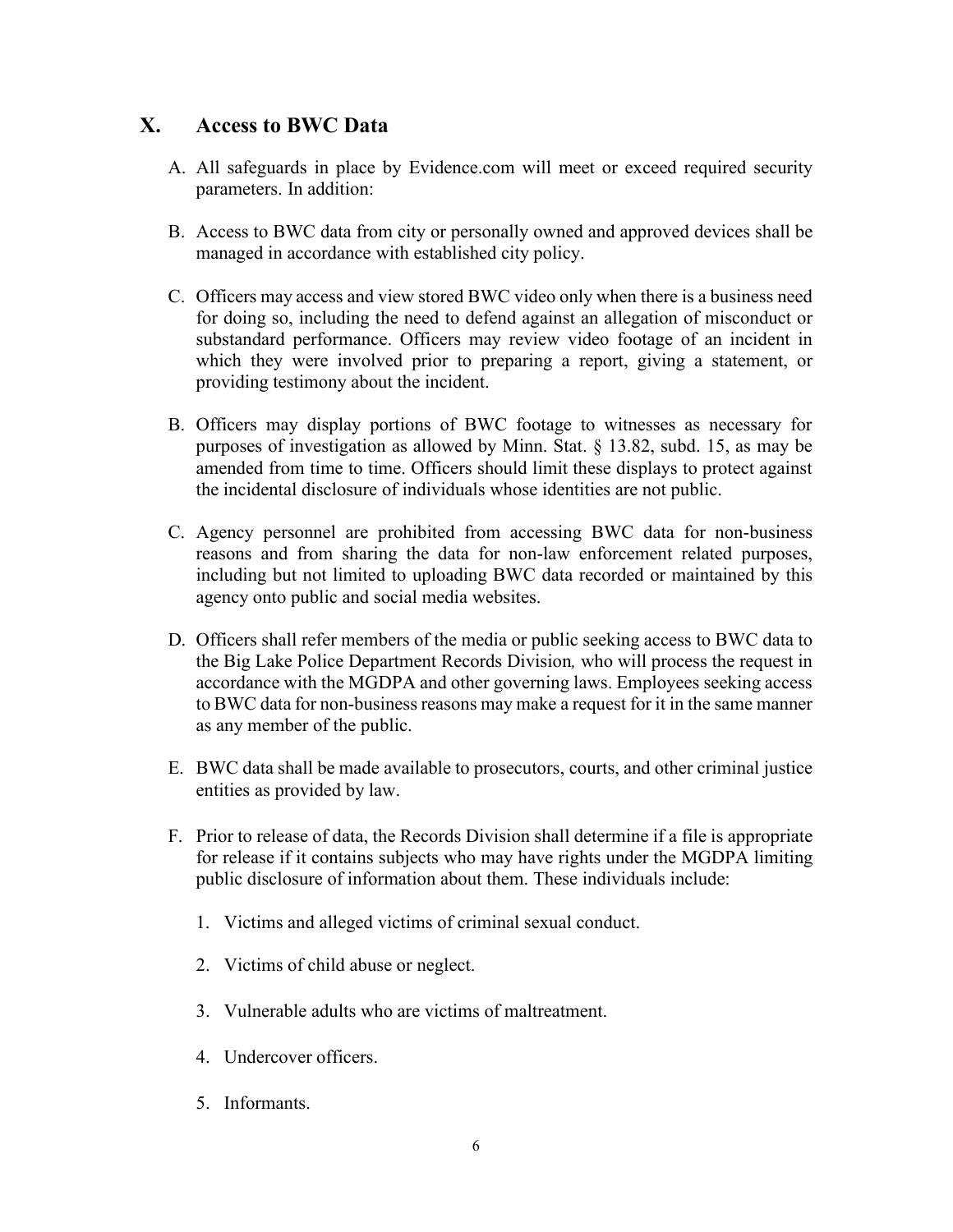## X. Access to BWC Data

A. All safeguards in place by Evidence.com will meet or exceed required security parameters. In addition:

B. Access to BWC data from city or personally owned and approved devices shall be managed in accordance with established city policy.

C. Officers may access and view stored BWC video only when there is a business need for doing so, including the need to defend against an allegation of misconduct or substandard performance. Officers may review video footage of an incident in which they were involved prior to preparing a report, giving a statement, or providing testimony about the incident.

B. Officers may display portions of BWC footage to witnesses as necessary for purposes of investigation as allowed by Minn. Stat. § 13.82, subd. 15, as may be amended from time to time. Officers should limit these displays to protect against the incidental disclosure of individuals whose identities are not public.

C. Agency personnel are prohibited from accessing BWC data for non-business reasons and from sharing the data for non-law enforcement related purposes, including but not limited to uploading BWC data recorded or maintained by this agency onto public and social media websites.

D. Officers shall refer members of the media or public seeking access to BWC data to the Big Lake Police Department Records Division*,* who will process the request in accordance with the MGDPA and other governing laws. Employees seeking access to BWC data for non-business reasons may make a request for it in the same manner as any member of the public.

E. BWC data shall be made available to prosecutors, courts, and other criminal justice entities as provided by law.

F. Prior to release of data, the Records Division shall determine if a file is appropriate for release if it contains subjects who may have rights under the MGDPA limiting public disclosure of information about them. These individuals include:

1. Victims and alleged victims of criminal sexual conduct.

2. Victims of child abuse or neglect.

3. Vulnerable adults who are victims of maltreatment.

4. Undercover officers.

5. Informants.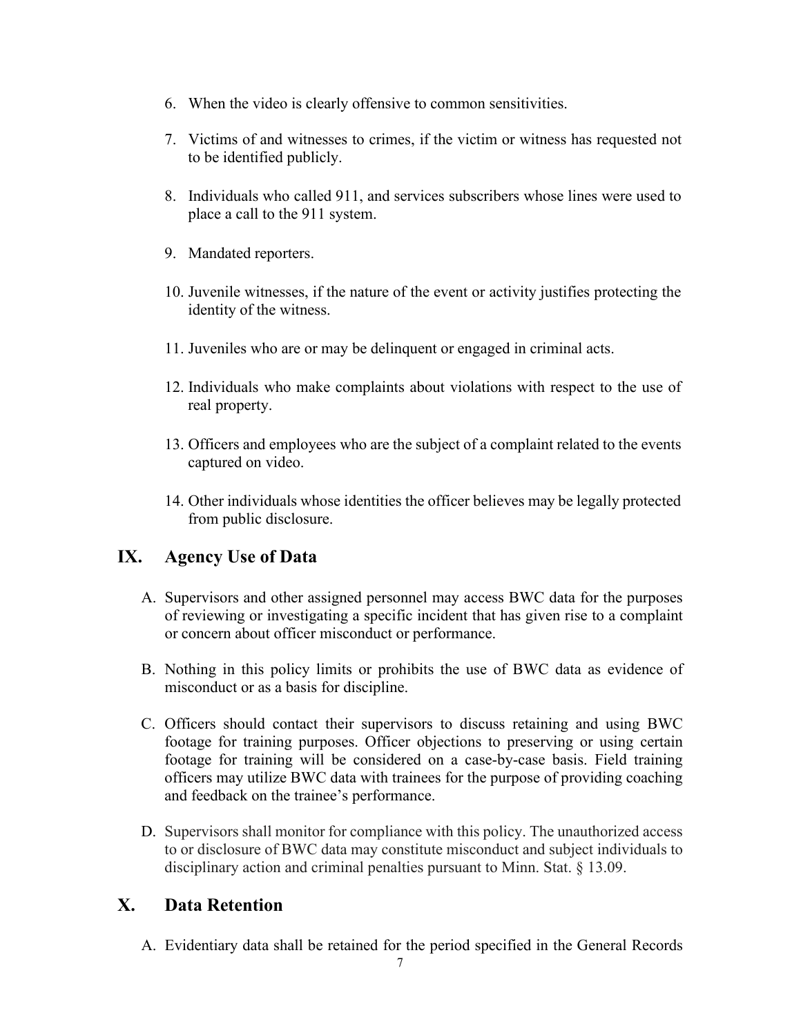6. When the video is clearly offensive to common sensitivities.

7. Victims of and witnesses to crimes, if the victim or witness has requested not to be identified publicly.

8. Individuals who called 911, and services subscribers whose lines were used to place a call to the 911 system.

9. Mandated reporters.

10. Juvenile witnesses, if the nature of the event or activity justifies protecting the identity of the witness.

11. Juveniles who are or may be delinquent or engaged in criminal acts.

12. Individuals who make complaints about violations with respect to the use of real property.

13. Officers and employees who are the subject of a complaint related to the events captured on video.

14. Other individuals whose identities the officer believes may be legally protected from public disclosure.

## IX. Agency Use of Data

A. Supervisors and other assigned personnel may access BWC data for the purposes of reviewing or investigating a specific incident that has given rise to a complaint or concern about officer misconduct or performance.

B. Nothing in this policy limits or prohibits the use of BWC data as evidence of misconduct or as a basis for discipline.

C. Officers should contact their supervisors to discuss retaining and using BWC footage for training purposes. Officer objections to preserving or using certain footage for training will be considered on a case-by-case basis. Field training officers may utilize BWC data with trainees for the purpose of providing coaching and feedback on the trainee's performance.

D. Supervisors shall monitor for compliance with this policy. The unauthorized access to or disclosure of BWC data may constitute misconduct and subject individuals to disciplinary action and criminal penalties pursuant to Minn. Stat. § 13.09.

## X. Data Retention

A. Evidentiary data shall be retained for the period specified in the General Records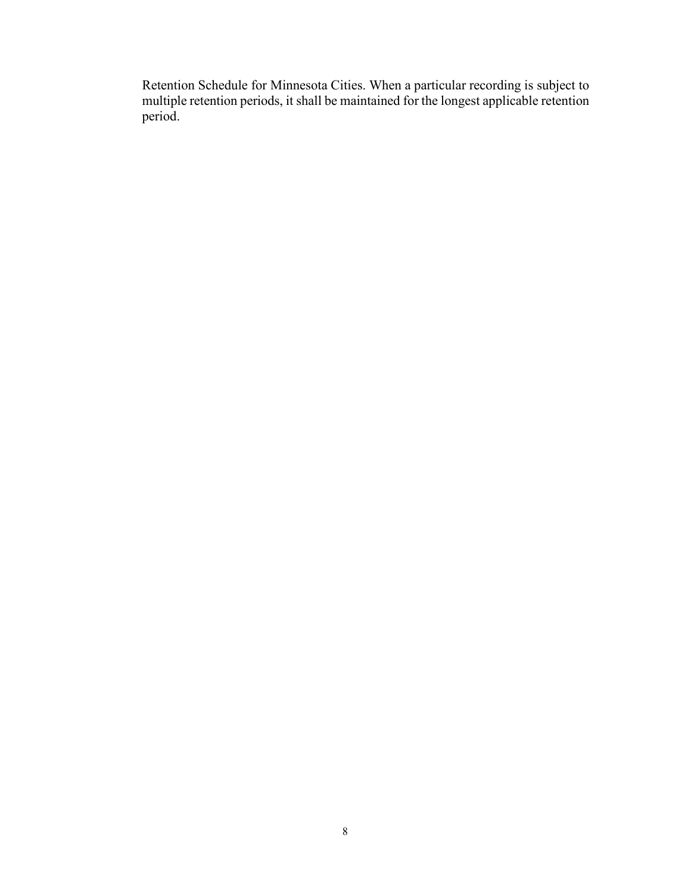Retention Schedule for Minnesota Cities. When a particular recording is subject to multiple retention periods, it shall be maintained for the longest applicable retention period.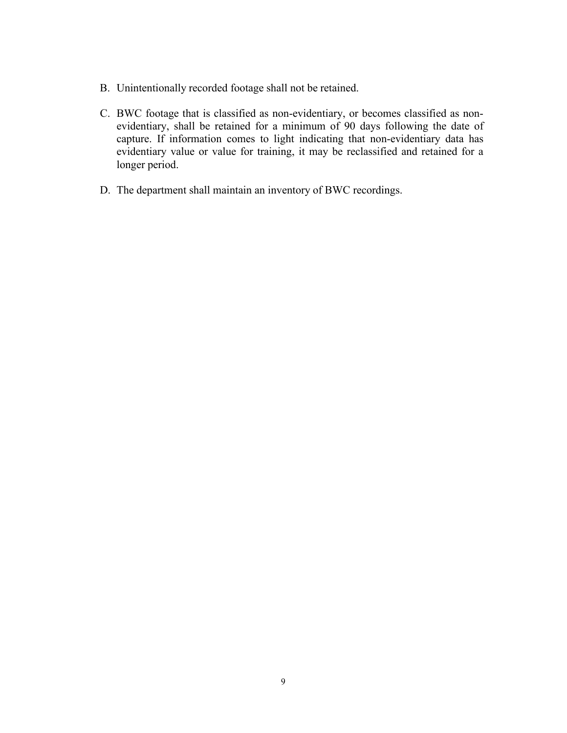B. Unintentionally recorded footage shall not be retained.

C. BWC footage that is classified as non-evidentiary, or becomes classified as non-evidentiary, shall be retained for a minimum of 90 days following the date of capture. If information comes to light indicating that non-evidentiary data has evidentiary value or value for training, it may be reclassified and retained for a longer period.

D. The department shall maintain an inventory of BWC recordings.